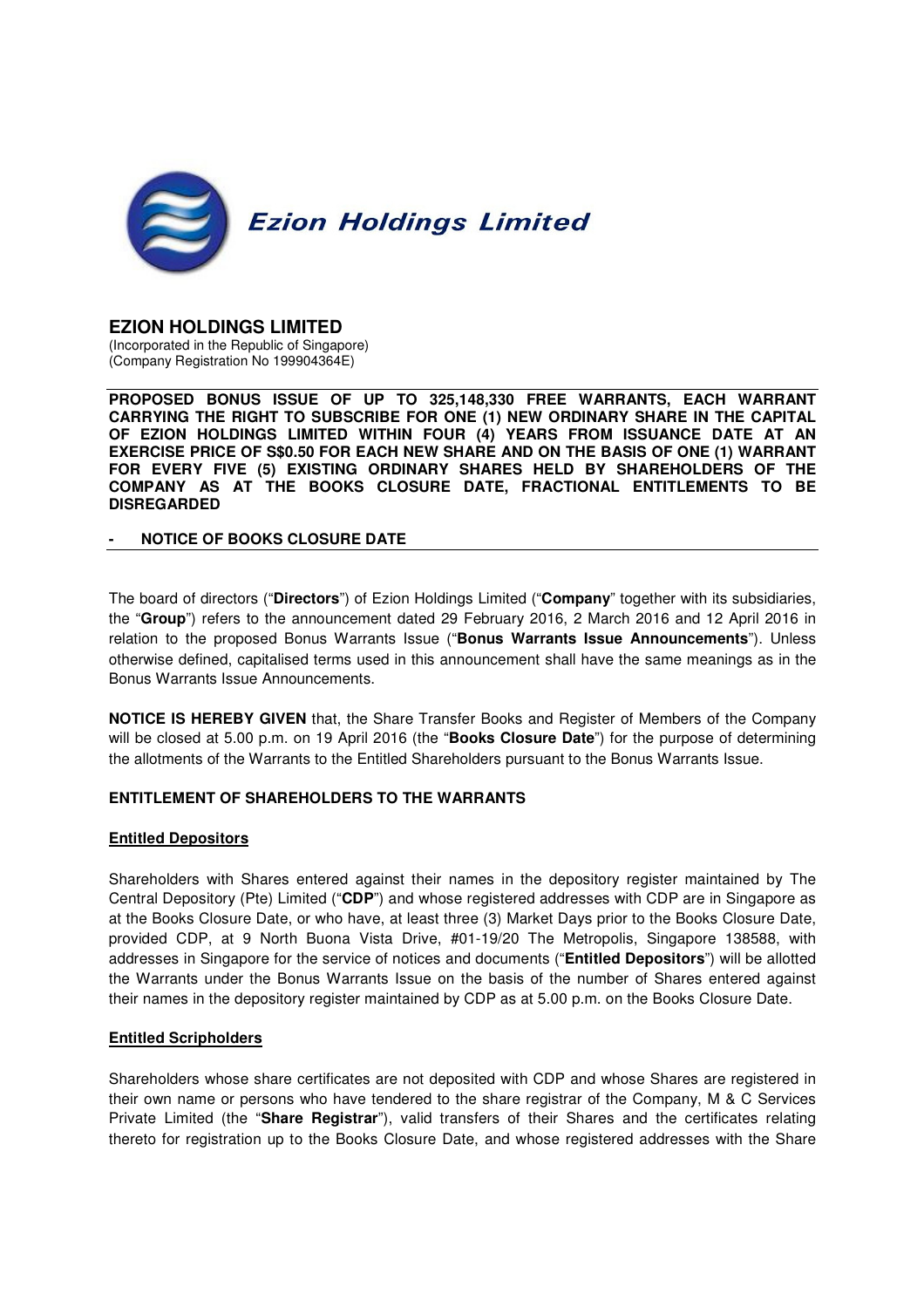Ezion Holdings Limited

**EZION HOLDINGS LIMITED**
(Incorporated in the Republic of Singapore)
(Company Registration No 199904364E)

**PROPOSED BONUS ISSUE OF UP TO 325,148,330 FREE WARRANTS, EACH WARRANT CARRYING THE RIGHT TO SUBSCRIBE FOR ONE (1) NEW ORDINARY SHARE IN THE CAPITAL OF EZION HOLDINGS LIMITED WITHIN FOUR (4) YEARS FROM ISSUANCE DATE AT AN EXERCISE PRICE OF S$0.50 FOR EACH NEW SHARE AND ON THE BASIS OF ONE (1) WARRANT FOR EVERY FIVE (5) EXISTING ORDINARY SHARES HELD BY SHAREHOLDERS OF THE COMPANY AS AT THE BOOKS CLOSURE DATE, FRACTIONAL ENTITLEMENTS TO BE DISREGARDED**

**- NOTICE OF BOOKS CLOSURE DATE**

The board of directors ("**Directors**") of Ezion Holdings Limited ("**Company**" together with its subsidiaries, the "**Group**") refers to the announcement dated 29 February 2016, 2 March 2016 and 12 April 2016 in relation to the proposed Bonus Warrants Issue ("**Bonus Warrants Issue Announcements**"). Unless otherwise defined, capitalised terms used in this announcement shall have the same meanings as in the Bonus Warrants Issue Announcements.

**NOTICE IS HEREBY GIVEN** that, the Share Transfer Books and Register of Members of the Company will be closed at 5.00 p.m. on 19 April 2016 (the "**Books Closure Date**") for the purpose of determining the allotments of the Warrants to the Entitled Shareholders pursuant to the Bonus Warrants Issue.

**ENTITLEMENT OF SHAREHOLDERS TO THE WARRANTS**

**Entitled Depositors**

Shareholders with Shares entered against their names in the depository register maintained by The Central Depository (Pte) Limited ("**CDP**") and whose registered addresses with CDP are in Singapore as at the Books Closure Date, or who have, at least three (3) Market Days prior to the Books Closure Date, provided CDP, at 9 North Buona Vista Drive, #01-19/20 The Metropolis, Singapore 138588, with addresses in Singapore for the service of notices and documents ("**Entitled Depositors**") will be allotted the Warrants under the Bonus Warrants Issue on the basis of the number of Shares entered against their names in the depository register maintained by CDP as at 5.00 p.m. on the Books Closure Date.

**Entitled Scripholders**

Shareholders whose share certificates are not deposited with CDP and whose Shares are registered in their own name or persons who have tendered to the share registrar of the Company, M & C Services Private Limited (the "**Share Registrar**"), valid transfers of their Shares and the certificates relating thereto for registration up to the Books Closure Date, and whose registered addresses with the Share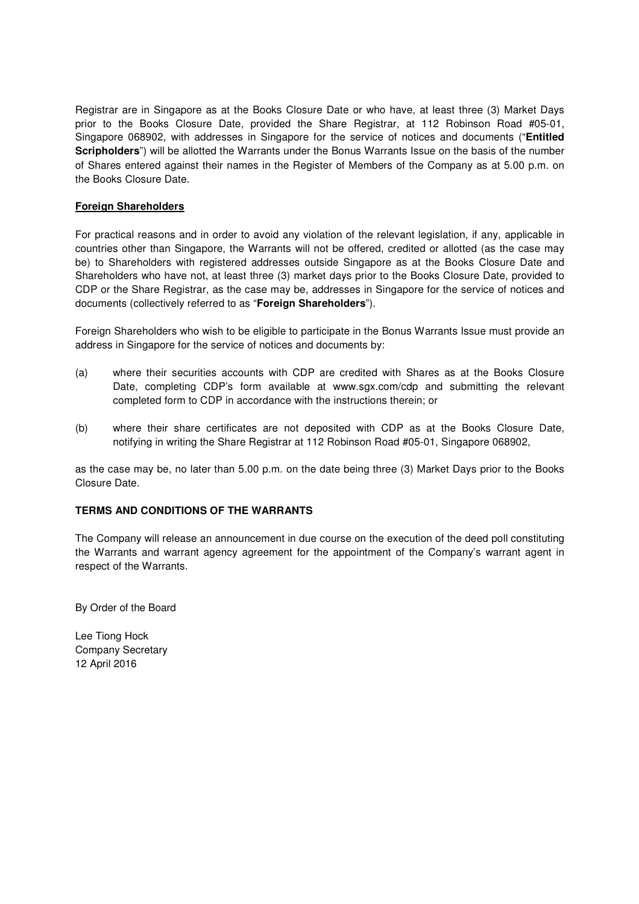Registrar are in Singapore as at the Books Closure Date or who have, at least three (3) Market Days prior to the Books Closure Date, provided the Share Registrar, at 112 Robinson Road #05-01, Singapore 068902, with addresses in Singapore for the service of notices and documents ("**Entitled Scripholders**") will be allotted the Warrants under the Bonus Warrants Issue on the basis of the number of Shares entered against their names in the Register of Members of the Company as at 5.00 p.m. on the Books Closure Date.

**Foreign Shareholders**

For practical reasons and in order to avoid any violation of the relevant legislation, if any, applicable in countries other than Singapore, the Warrants will not be offered, credited or allotted (as the case may be) to Shareholders with registered addresses outside Singapore as at the Books Closure Date and Shareholders who have not, at least three (3) market days prior to the Books Closure Date, provided to CDP or the Share Registrar, as the case may be, addresses in Singapore for the service of notices and documents (collectively referred to as "**Foreign Shareholders**").

Foreign Shareholders who wish to be eligible to participate in the Bonus Warrants Issue must provide an address in Singapore for the service of notices and documents by:

(a) where their securities accounts with CDP are credited with Shares as at the Books Closure Date, completing CDP's form available at www.sgx.com/cdp and submitting the relevant completed form to CDP in accordance with the instructions therein; or

(b) where their share certificates are not deposited with CDP as at the Books Closure Date, notifying in writing the Share Registrar at 112 Robinson Road #05-01, Singapore 068902,

as the case may be, no later than 5.00 p.m. on the date being three (3) Market Days prior to the Books Closure Date.

**TERMS AND CONDITIONS OF THE WARRANTS**

The Company will release an announcement in due course on the execution of the deed poll constituting the Warrants and warrant agency agreement for the appointment of the Company's warrant agent in respect of the Warrants.

By Order of the Board

Lee Tiong Hock
Company Secretary
12 April 2016